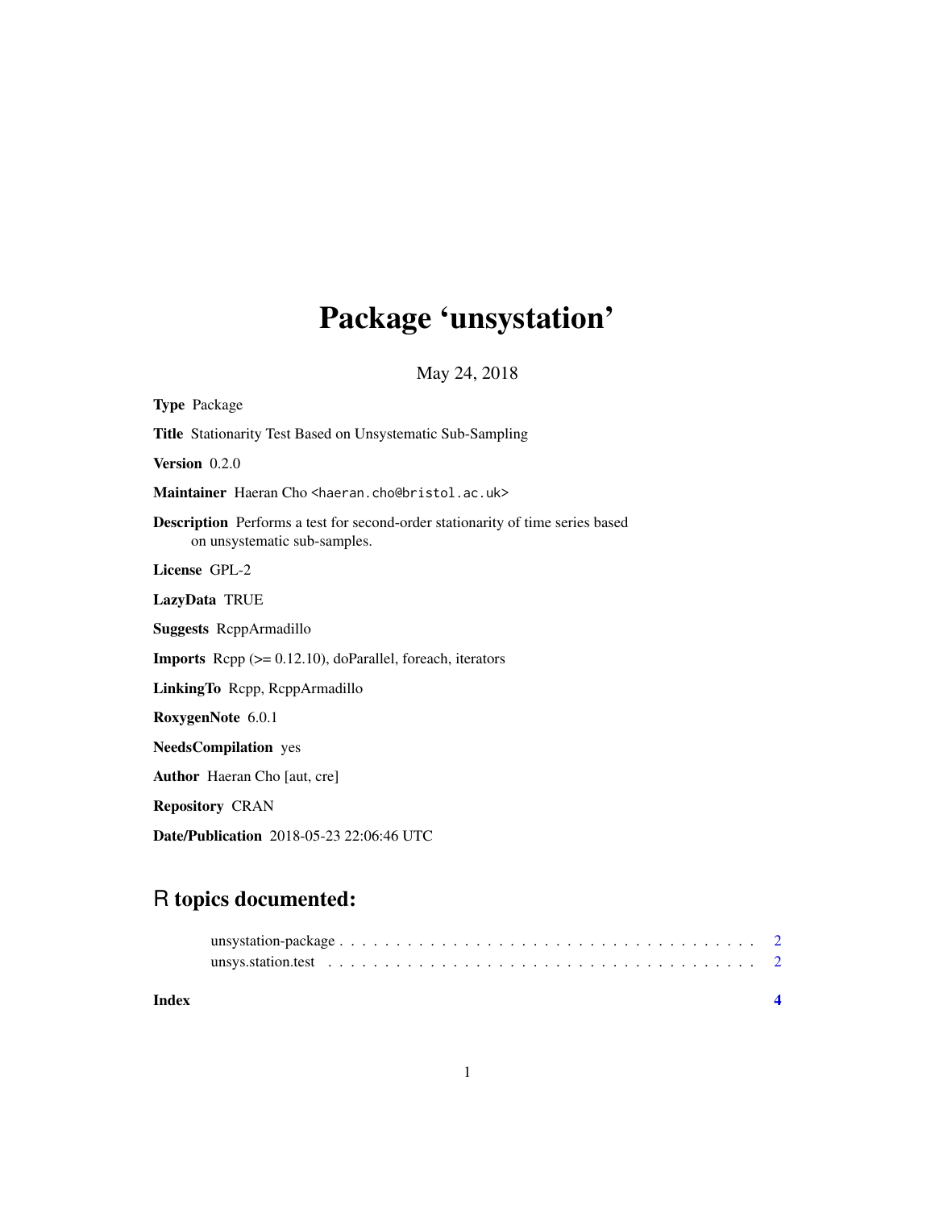# Package 'unsystation'

May 24, 2018

**Type** Package

**Title** Stationarity Test Based on Unsystematic Sub-Sampling

**Version** 0.2.0

**Maintainer** Haeran Cho <haeran.cho@bristol.ac.uk>

**Description** Performs a test for second-order stationarity of time series based on unsystematic sub-samples.

**License** GPL-2

**LazyData** TRUE

**Suggests** RcppArmadillo

**Imports** Rcpp (>= 0.12.10), doParallel, foreach, iterators

**LinkingTo** Rcpp, RcppArmadillo

**RoxygenNote** 6.0.1

**NeedsCompilation** yes

**Author** Haeran Cho [aut, cre]

**Repository** CRAN

**Date/Publication** 2018-05-23 22:06:46 UTC

## R topics documented:

unsystation-package . . . . . . . . . . . . . . . . . . . . . . . . . . . . . . . . . . . . . 2
unsys.station.test . . . . . . . . . . . . . . . . . . . . . . . . . . . . . . . . . . . . . 2

**Index** **4**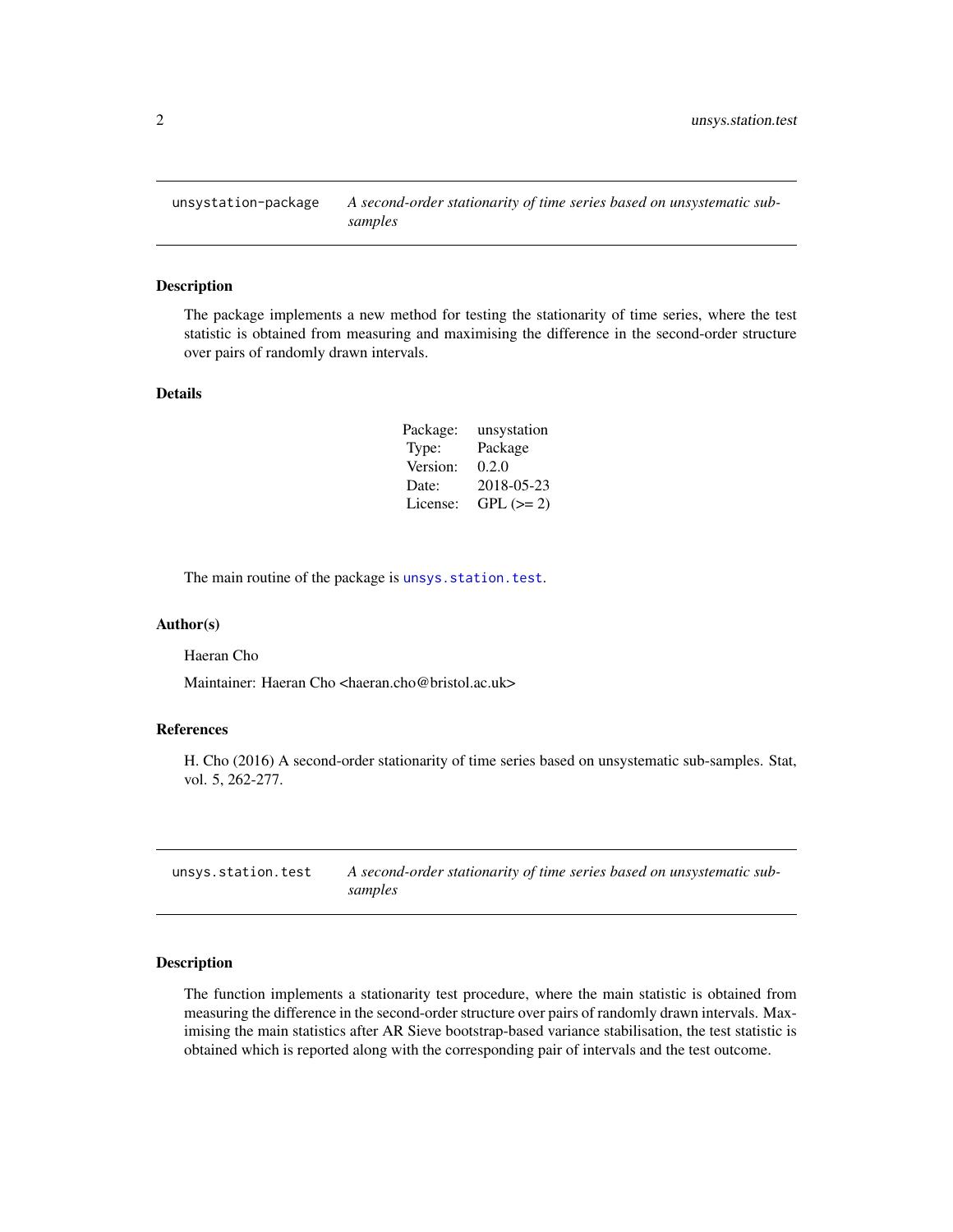## unsystation-package — *A second-order stationarity of time series based on unsystematic sub-samples*

### Description

The package implements a new method for testing the stationarity of time series, where the test statistic is obtained from measuring and maximising the difference in the second-order structure over pairs of randomly drawn intervals.

### Details

| | |
|---|---|
| Package: | unsystation |
| Type: | Package |
| Version: | 0.2.0 |
| Date: | 2018-05-23 |
| License: | GPL (>= 2) |

The main routine of the package is `unsys.station.test`.

### Author(s)

Haeran Cho

Maintainer: Haeran Cho <haeran.cho@bristol.ac.uk>

### References

H. Cho (2016) A second-order stationarity of time series based on unsystematic sub-samples. Stat, vol. 5, 262-277.

## unsys.station.test — *A second-order stationarity of time series based on unsystematic sub-samples*

### Description

The function implements a stationarity test procedure, where the main statistic is obtained from measuring the difference in the second-order structure over pairs of randomly drawn intervals. Maximising the main statistics after AR Sieve bootstrap-based variance stabilisation, the test statistic is obtained which is reported along with the corresponding pair of intervals and the test outcome.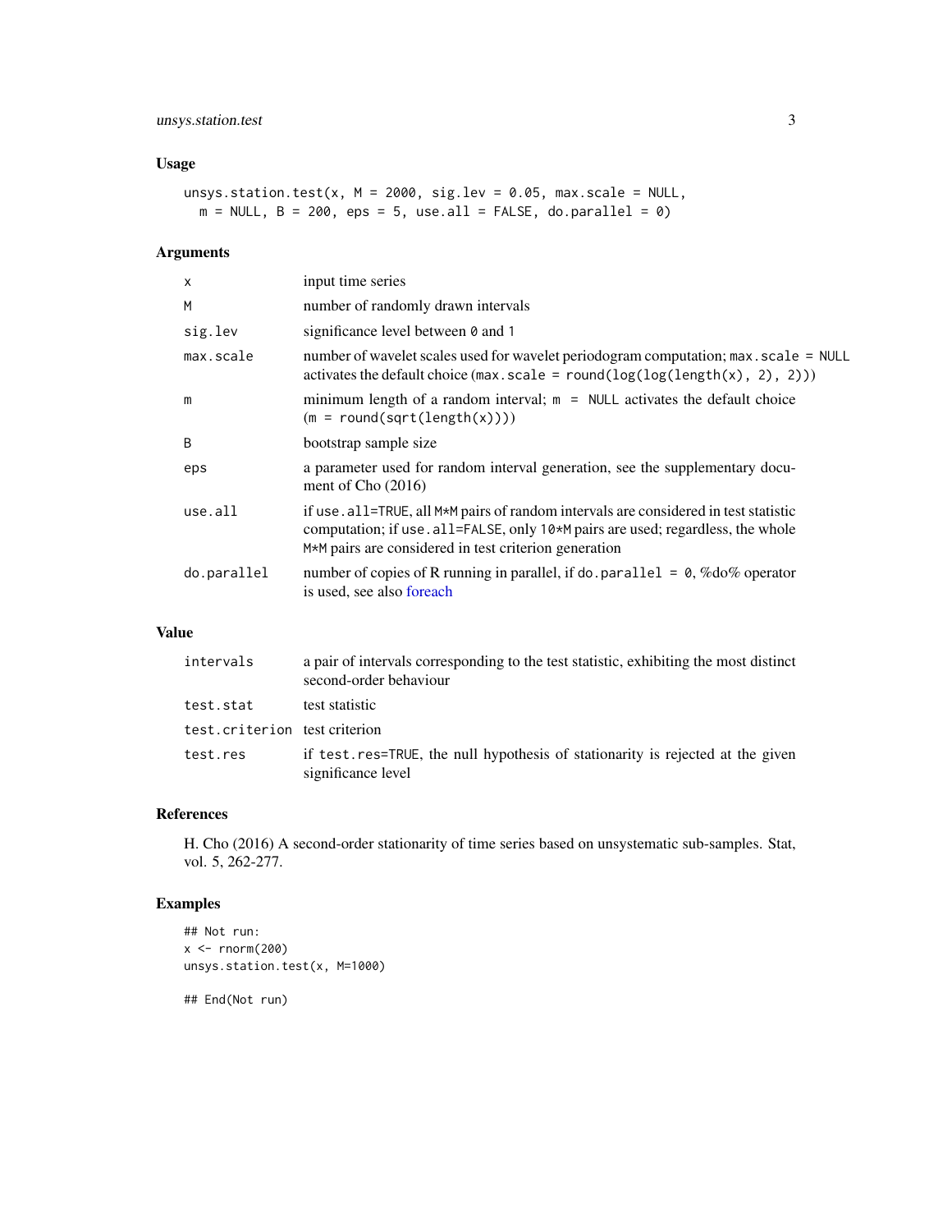## Usage

```
unsys.station.test(x, M = 2000, sig.lev = 0.05, max.scale = NULL,
  m = NULL, B = 200, eps = 5, use.all = FALSE, do.parallel = 0)
```

## Arguments

| Argument | Description |
| --- | --- |
| `x` | input time series |
| `M` | number of randomly drawn intervals |
| `sig.lev` | significance level between `0` and `1` |
| `max.scale` | number of wavelet scales used for wavelet periodogram computation; `max.scale = NULL` activates the default choice (`max.scale = round(log(log(length(x), 2), 2))`) |
| `m` | minimum length of a random interval; `m = NULL` activates the default choice (`m = round(sqrt(length(x)))`) |
| `B` | bootstrap sample size |
| `eps` | a parameter used for random interval generation, see the supplementary document of Cho (2016) |
| `use.all` | if `use.all=TRUE`, all `M*M` pairs of random intervals are considered in test statistic computation; if `use.all=FALSE`, only `10*M` pairs are used; regardless, the whole `M*M` pairs are considered in test criterion generation |
| `do.parallel` | number of copies of R running in parallel, if `do.parallel = 0`, %do% operator is used, see also foreach |

## Value

| Value | Description |
| --- | --- |
| `intervals` | a pair of intervals corresponding to the test statistic, exhibiting the most distinct second-order behaviour |
| `test.stat` | test statistic |
| `test.criterion` | test criterion |
| `test.res` | if `test.res=TRUE`, the null hypothesis of stationarity is rejected at the given significance level |

## References

H. Cho (2016) A second-order stationarity of time series based on unsystematic sub-samples. Stat, vol. 5, 262-277.

## Examples

```
## Not run:
x <- rnorm(200)
unsys.station.test(x, M=1000)

## End(Not run)
```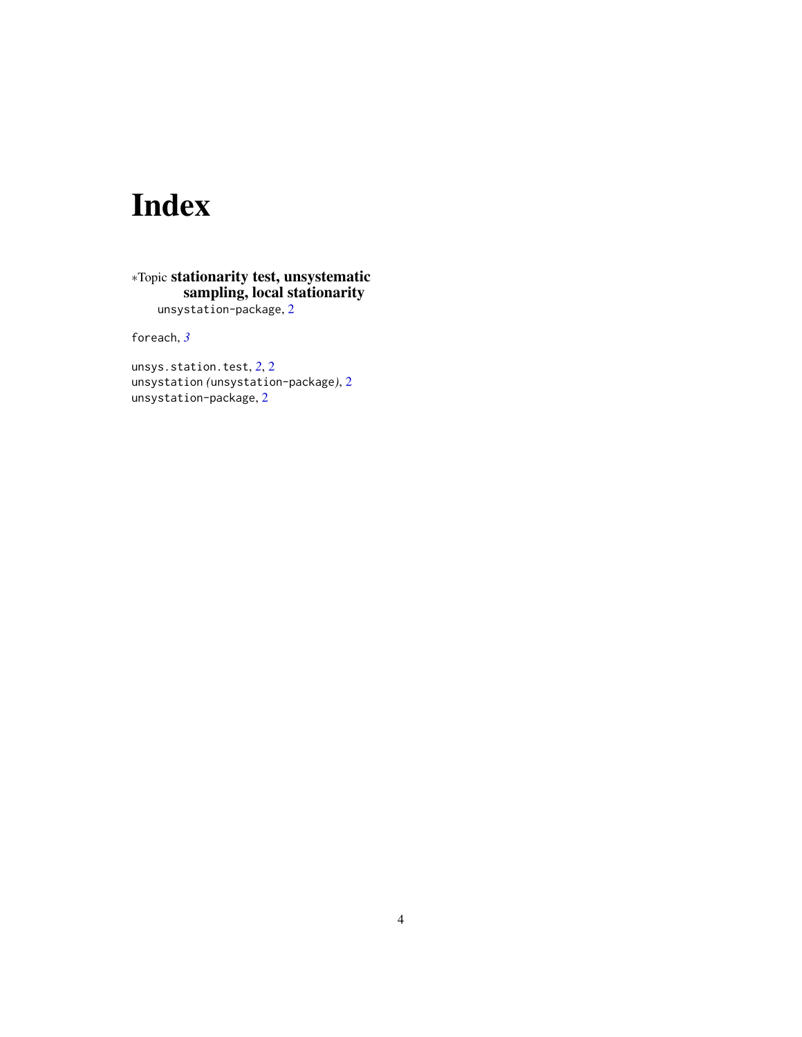# Index

*Topic **stationarity test, unsystematic sampling, local stationarity**
    unsystation-package, 2

foreach, *3*

unsys.station.test, *2*, 2
unsystation *(*unsystation-package*)*, 2
unsystation-package, 2